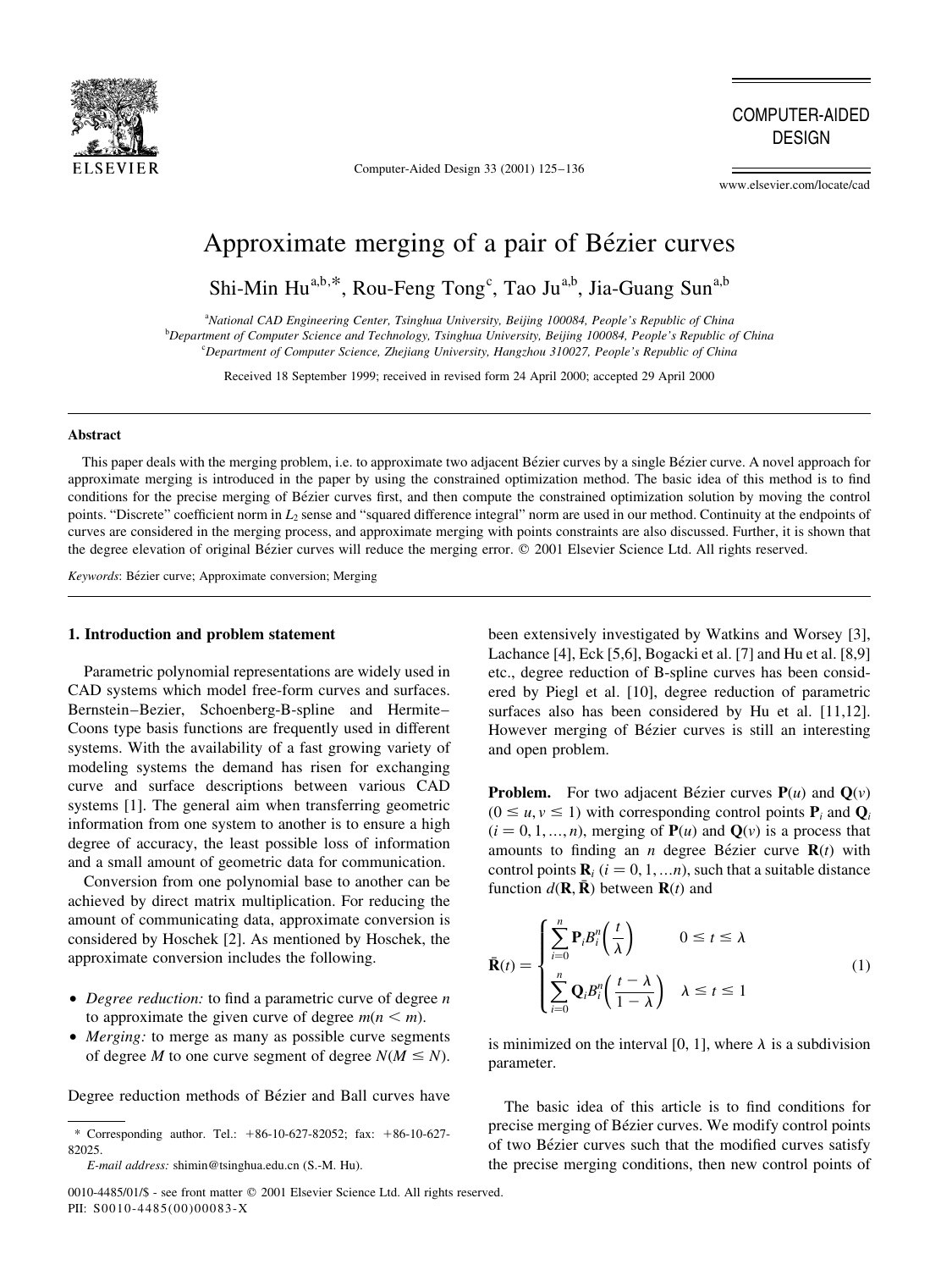# Approximate merging of a pair of Bézier curves

Shi-Min Hu[a,b,*], Rou-Feng Tong[c], Tao Ju[a,b], Jia-Guang Sun[a,b]

[a] National CAD Engineering Center, Tsinghua University, Beijing 100084, People's Republic of China
[b] Department of Computer Science and Technology, Tsinghua University, Beijing 100084, People's Republic of China
[c] Department of Computer Science, Zhejiang University, Hangzhou 310027, People's Republic of China

Received 18 September 1999; received in revised form 24 April 2000; accepted 29 April 2000

## Abstract

This paper deals with the merging problem, i.e. to approximate two adjacent Bézier curves by a single Bézier curve. A novel approach for approximate merging is introduced in the paper by using the constrained optimization method. The basic idea of this method is to find conditions for the precise merging of Bézier curves first, and then compute the constrained optimization solution by moving the control points. "Discrete" coefficient norm in $L_2$ sense and "squared difference integral" norm are used in our method. Continuity at the endpoints of curves are considered in the merging process, and approximate merging with points constraints are also discussed. Further, it is shown that the degree elevation of original Bézier curves will reduce the merging error. © 2001 Elsevier Science Ltd. All rights reserved.

*Keywords*: Bézier curve; Approximate conversion; Merging

## 1. Introduction and problem statement

Parametric polynomial representations are widely used in CAD systems which model free-form curves and surfaces. Bernstein–Bezier, Schoenberg-B-spline and Hermite–Coons type basis functions are frequently used in different systems. With the availability of a fast growing variety of modeling systems the demand has risen for exchanging curve and surface descriptions between various CAD systems [1]. The general aim when transferring geometric information from one system to another is to ensure a high degree of accuracy, the least possible loss of information and a small amount of geometric data for communication.

Conversion from one polynomial base to another can be achieved by direct matrix multiplication. For reducing the amount of communicating data, approximate conversion is considered by Hoschek [2]. As mentioned by Hoschek, the approximate conversion includes the following.

- *Degree reduction:* to find a parametric curve of degree $n$ to approximate the given curve of degree $m (n < m)$.
- *Merging:* to merge as many as possible curve segments of degree $M$ to one curve segment of degree $N (M \leq N)$.

Degree reduction methods of Bézier and Ball curves have been extensively investigated by Watkins and Worsey [3], Lachance [4], Eck [5,6], Bogacki et al. [7] and Hu et al. [8,9] etc., degree reduction of B-spline curves has been considered by Piegl et al. [10], degree reduction of parametric surfaces also has been considered by Hu et al. [11,12]. However merging of Bézier curves is still an interesting and open problem.

**Problem.** For two adjacent Bézier curves $\mathbf{P}(u)$ and $\mathbf{Q}(v)$ $(0 \leq u, v \leq 1)$ with corresponding control points $\mathbf{P}_i$ and $\mathbf{Q}_i$ $(i = 0, 1, \ldots, n)$, merging of $\mathbf{P}(u)$ and $\mathbf{Q}(v)$ is a process that amounts to finding an $n$ degree Bézier curve $\mathbf{R}(t)$ with control points $\mathbf{R}_i$ $(i = 0, 1, \ldots n)$, such that a suitable distance function $d(\mathbf{R}, \bar{\mathbf{R}})$ between $\mathbf{R}(t)$ and

$$\bar{\mathbf{R}}(t) = \begin{cases} \displaystyle\sum_{i=0}^{n} \mathbf{P}_i B_i^n\left(\frac{t}{\lambda}\right) & 0 \leq t \leq \lambda \\ \displaystyle\sum_{i=0}^{n} \mathbf{Q}_i B_i^n\left(\frac{t-\lambda}{1-\lambda}\right) & \lambda \leq t \leq 1 \end{cases} \tag{1}$$

is minimized on the interval [0, 1], where $\lambda$ is a subdivision parameter.

The basic idea of this article is to find conditions for precise merging of Bézier curves. We modify control points of two Bézier curves such that the modified curves satisfy the precise merging conditions, then new control points of

\* Corresponding author. Tel.: +86-10-627-82052; fax: +86-10-627-82025.

*E-mail address:* shimin@tsinghua.edu.cn (S.-M. Hu).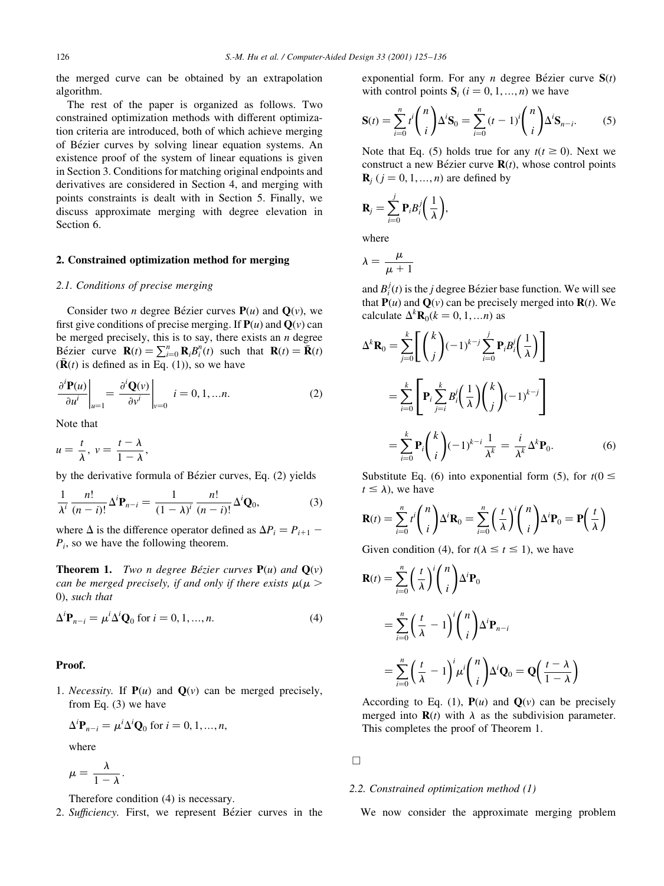the merged curve can be obtained by an extrapolation algorithm.

The rest of the paper is organized as follows. Two constrained optimization methods with different optimization criteria are introduced, both of which achieve merging of Bézier curves by solving linear equation systems. An existence proof of the system of linear equations is given in Section 3. Conditions for matching original endpoints and derivatives are considered in Section 4, and merging with points constraints is dealt with in Section 5. Finally, we discuss approximate merging with degree elevation in Section 6.

## 2. Constrained optimization method for merging

### 2.1. Conditions of precise merging

Consider two $n$ degree Bézier curves $\mathbf{P}(u)$ and $\mathbf{Q}(v)$, we first give conditions of precise merging. If $\mathbf{P}(u)$ and $\mathbf{Q}(v)$ can be merged precisely, this is to say, there exists an $n$ degree Bézier curve $\mathbf{R}(t) = \sum_{i=0}^{n} \mathbf{R}_i B_i^n(t)$ such that $\mathbf{R}(t) = \bar{\mathbf{R}}(t)$ ($\bar{\mathbf{R}}(t)$ is defined as in Eq. (1)), so we have

$$\left.\frac{\partial^i \mathbf{P}(u)}{\partial u^i}\right|_{u=1} = \left.\frac{\partial^i \mathbf{Q}(v)}{\partial v^i}\right|_{v=0} \quad i = 0, 1, \ldots n. \tag{2}$$

Note that

$$u = \frac{t}{\lambda},\ v = \frac{t-\lambda}{1-\lambda},$$

by the derivative formula of Bézier curves, Eq. (2) yields

$$\frac{1}{\lambda^i}\frac{n!}{(n-i)!}\Delta^i \mathbf{P}_{n-i} = \frac{1}{(1-\lambda)^i}\frac{n!}{(n-i)!}\Delta^i \mathbf{Q}_0, \tag{3}$$

where $\Delta$ is the difference operator defined as $\Delta P_i = P_{i+1} - P_i$, so we have the following theorem.

**Theorem 1.** *Two $n$ degree Bézier curves $\mathbf{P}(u)$ and $\mathbf{Q}(v)$ can be merged precisely, if and only if there exists $\mu(\mu > 0)$, such that*

$$\Delta^i \mathbf{P}_{n-i} = \mu^i \Delta^i \mathbf{Q}_0 \text{ for } i = 0, 1, \ldots, n. \tag{4}$$

**Proof.**

1. *Necessity.* If $\mathbf{P}(u)$ and $\mathbf{Q}(v)$ can be merged precisely, from Eq. (3) we have

   $$\Delta^i \mathbf{P}_{n-i} = \mu^i \Delta^i \mathbf{Q}_0 \text{ for } i = 0, 1, \ldots, n,$$

   where

   $$\mu = \frac{\lambda}{1-\lambda}.$$

   Therefore condition (4) is necessary.

2. *Sufficiency.* First, we represent Bézier curves in the exponential form. For any $n$ degree Bézier curve $\mathbf{S}(t)$ with control points $\mathbf{S}_i$ ($i = 0, 1, \ldots, n$) we have

$$\mathbf{S}(t) = \sum_{i=0}^{n} t^i \binom{n}{i} \Delta^i \mathbf{S}_0 = \sum_{i=0}^{n} (t-1)^i \binom{n}{i} \Delta^i \mathbf{S}_{n-i}. \tag{5}$$

Note that Eq. (5) holds true for any $t (t \geq 0)$. Next we construct a new Bézier curve $\mathbf{R}(t)$, whose control points $\mathbf{R}_j$ ($j = 0, 1, \ldots, n$) are defined by

$$\mathbf{R}_j = \sum_{i=0}^{j} \mathbf{P}_i B_i^j\left(\frac{1}{\lambda}\right),$$

where

$$\lambda = \frac{\mu}{\mu+1}$$

and $B_i^j(t)$ is the $j$ degree Bézier base function. We will see that $\mathbf{P}(u)$ and $\mathbf{Q}(v)$ can be precisely merged into $\mathbf{R}(t)$. We calculate $\Delta^k \mathbf{R}_0 (k = 0, 1, \ldots n)$ as

$$\begin{aligned}
\Delta^k \mathbf{R}_0 &= \sum_{j=0}^{k}\left[\binom{k}{j}(-1)^{k-j}\sum_{i=0}^{j}\mathbf{P}_i B_i^j\left(\frac{1}{\lambda}\right)\right] \\
&= \sum_{i=0}^{k}\left[\mathbf{P}_i \sum_{j=i}^{k} B_i^j\left(\frac{1}{\lambda}\right)\binom{k}{j}(-1)^{k-j}\right] \\
&= \sum_{i=0}^{k}\mathbf{P}_i\binom{k}{i}(-1)^{k-i}\frac{1}{\lambda^k} = \frac{i}{\lambda^k}\Delta^k \mathbf{P}_0.
\end{aligned} \tag{6}$$

Substitute Eq. (6) into exponential form (5), for $t (0 \leq t \leq \lambda)$, we have

$$\mathbf{R}(t) = \sum_{i=0}^{n} t^i \binom{n}{i}\Delta^i \mathbf{R}_0 = \sum_{i=0}^{n}\left(\frac{t}{\lambda}\right)^i\binom{n}{i}\Delta^i \mathbf{P}_0 = \mathbf{P}\left(\frac{t}{\lambda}\right)$$

Given condition (4), for $t (\lambda \leq t \leq 1)$, we have

$$\begin{aligned}
\mathbf{R}(t) &= \sum_{i=0}^{n}\left(\frac{t}{\lambda}\right)^i\binom{n}{i}\Delta^i \mathbf{P}_0 \\
&= \sum_{i=0}^{n}\left(\frac{t}{\lambda}-1\right)^i\binom{n}{i}\Delta^i \mathbf{P}_{n-i} \\
&= \sum_{i=0}^{n}\left(\frac{t}{\lambda}-1\right)^i\mu^i\binom{n}{i}\Delta^i \mathbf{Q}_0 = \mathbf{Q}\left(\frac{t-\lambda}{1-\lambda}\right)
\end{aligned}$$

According to Eq. (1), $\mathbf{P}(u)$ and $\mathbf{Q}(v)$ can be precisely merged into $\mathbf{R}(t)$ with $\lambda$ as the subdivision parameter. This completes the proof of Theorem 1.

□

### 2.2. Constrained optimization method (1)

We now consider the approximate merging problem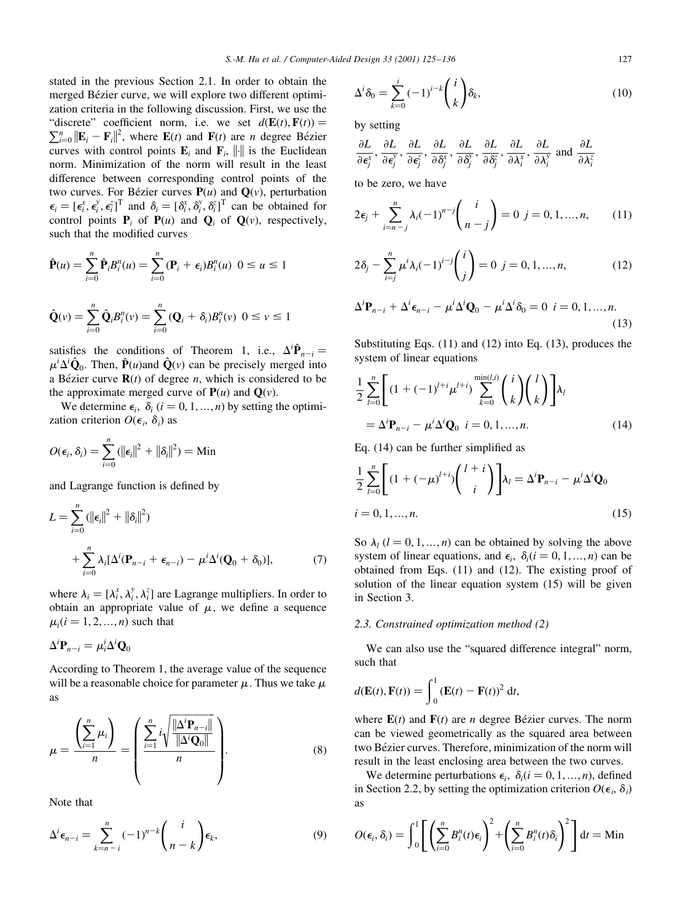stated in the previous Section 2.1. In order to obtain the merged Bézier curve, we will explore two different optimization criteria in the following discussion. First, we use the "discrete" coefficient norm, i.e. we set $d(\mathbf{E}(t),\mathbf{F}(t)) = \sum_{i=0}^{n}\|\mathbf{E}_i - \mathbf{F}_i\|^2$, where $\mathbf{E}(t)$ and $\mathbf{F}(t)$ are $n$ degree Bézier curves with control points $\mathbf{E}_i$ and $\mathbf{F}_i$, $\|\cdot\|$ is the Euclidean norm. Minimization of the norm will result in the least difference between corresponding control points of the two curves. For Bézier curves $\mathbf{P}(u)$ and $\mathbf{Q}(v)$, perturbation $\epsilon_i = [\epsilon_i^x, \epsilon_i^y, \epsilon_i^z]^{\mathrm{T}}$ and $\delta_i = [\delta_i^x, \delta_i^y, \delta_i^z]^{\mathrm{T}}$ can be obtained for control points $\mathbf{P}_i$ of $\mathbf{P}(u)$ and $\mathbf{Q}_i$ of $\mathbf{Q}(v)$, respectively, such that the modified curves

$$\hat{\mathbf{P}}(u) = \sum_{i=0}^{n}\hat{\mathbf{P}}_i B_i^n(u) = \sum_{i=0}^{n}(\mathbf{P}_i + \epsilon_i)B_i^n(u) \quad 0 \le u \le 1$$

$$\hat{\mathbf{Q}}(v) = \sum_{i=0}^{n}\hat{\mathbf{Q}}_i B_i^n(v) = \sum_{i=0}^{n}(\mathbf{Q}_i + \delta_i)B_i^n(v) \quad 0 \le v \le 1$$

satisfies the conditions of Theorem 1, i.e., $\Delta^i\hat{\mathbf{P}}_{n-i} = \mu^i\Delta^i\hat{\mathbf{Q}}_0$. Then, $\hat{\mathbf{P}}(u)$ and $\hat{\mathbf{Q}}(v)$ can be precisely merged into a Bézier curve $\mathbf{R}(t)$ of degree $n$, which is considered to be the approximate merged curve of $\mathbf{P}(u)$ and $\mathbf{Q}(v)$.

We determine $\epsilon_i,\ \delta_i\ (i = 0,1,\ldots,n)$ by setting the optimization criterion $O(\epsilon_i,\ \delta_i)$ as

$$O(\epsilon_i, \delta_i) = \sum_{i=0}^{n}(\|\epsilon_i\|^2 + \|\delta_i\|^2) = \mathrm{Min}$$

and Lagrange function is defined by

$$L = \sum_{i=0}^{n}(\|\epsilon_i\|^2 + \|\delta_i\|^2) + \sum_{i=0}^{n}\lambda_i[\Delta^i(\mathbf{P}_{n-i} + \epsilon_{n-i}) - \mu^i\Delta^i(\mathbf{Q}_0 + \delta_0)], \tag{7}$$

where $\lambda_i = [\lambda_i^x, \lambda_i^y, \lambda_i^z]$ are Lagrange multipliers. In order to obtain an appropriate value of $\mu$, we define a sequence $\mu_i (i = 1,2,\ldots,n)$ such that

$$\Delta^i\mathbf{P}_{n-i} = \mu_i^i\Delta^i\mathbf{Q}_0$$

According to Theorem 1, the average value of the sequence will be a reasonable choice for parameter $\mu$. Thus we take $\mu$ as

$$\mu = \frac{\left(\sum_{i=1}^{n}\mu_i\right)}{n} = \left(\frac{\sum_{i=1}^{n}\sqrt[i]{\dfrac{\|\Delta^i\mathbf{P}_{n-i}\|}{\|\Delta^i\mathbf{Q}_0\|}}}{n}\right). \tag{8}$$

Note that

$$\Delta^i\epsilon_{n-i} = \sum_{k=n-i}^{n}(-1)^{n-k}\binom{i}{n-k}\epsilon_k, \tag{9}$$

$$\Delta^i\delta_0 = \sum_{k=0}^{i}(-1)^{i-k}\binom{i}{k}\delta_k, \tag{10}$$

by setting

$$\frac{\partial L}{\partial\epsilon_j^x}, \frac{\partial L}{\partial\epsilon_j^y}, \frac{\partial L}{\partial\epsilon_j^z}, \frac{\partial L}{\partial\delta_j^x}, \frac{\partial L}{\partial\delta_j^y}, \frac{\partial L}{\partial\delta_j^z}, \frac{\partial L}{\partial\lambda_i^x}, \frac{\partial L}{\partial\lambda_i^y} \text{ and } \frac{\partial L}{\partial\lambda_i^z}$$

to be zero, we have

$$2\epsilon_j + \sum_{i=n-j}^{n}\lambda_i(-1)^{n-j}\binom{i}{n-j} = 0 \quad j = 0,1,\ldots,n, \tag{11}$$

$$2\delta_j - \sum_{i=j}^{n}\mu^i\lambda_i(-1)^{i-j}\binom{i}{j} = 0 \quad j = 0,1,\ldots,n, \tag{12}$$

$$\Delta^i\mathbf{P}_{n-i} + \Delta^i\epsilon_{n-i} - \mu^i\Delta^i\mathbf{Q}_0 - \mu^i\Delta^i\delta_0 = 0 \quad i = 0,1,\ldots,n. \tag{13}$$

Substituting Eqs. (11) and (12) into Eq. (13), produces the system of linear equations

$$\frac{1}{2}\sum_{l=0}^{n}\left[(1 + (-1)^{l+i}\mu^{l+i})\sum_{k=0}^{\min(l,i)}\binom{i}{k}\binom{l}{k}\right]\lambda_l = \Delta^i\mathbf{P}_{n-i} - \mu^i\Delta^i\mathbf{Q}_0 \quad i = 0,1,\ldots,n. \tag{14}$$

Eq. (14) can be further simplified as

$$\frac{1}{2}\sum_{l=0}^{n}\left[(1 + (-\mu)^{l+i})\binom{l+i}{i}\right]\lambda_l = \Delta^i\mathbf{P}_{n-i} - \mu^i\Delta^i\mathbf{Q}_0 \quad i = 0,1,\ldots,n. \tag{15}$$

So $\lambda_l\ (l = 0,1,\ldots,n)$ can be obtained by solving the above system of linear equations, and $\epsilon_i,\ \delta_i (i = 0,1,\ldots,n)$ can be obtained from Eqs. (11) and (12). The existing proof of solution of the linear equation system (15) will be given in Section 3.

### 2.3. Constrained optimization method (2)

We can also use the "squared difference integral" norm, such that

$$d(\mathbf{E}(t),\mathbf{F}(t)) = \int_0^1(\mathbf{E}(t) - \mathbf{F}(t))^2\,\mathrm{d}t,$$

where $\mathbf{E}(t)$ and $\mathbf{F}(t)$ are $n$ degree Bézier curves. The norm can be viewed geometrically as the squared area between two Bézier curves. Therefore, minimization of the norm will result in the least enclosing area between the two curves.

We determine perturbations $\epsilon_i,\ \delta_i (i = 0,1,\ldots,n)$, defined in Section 2.2, by setting the optimization criterion $O(\epsilon_i,\ \delta_i)$ as

$$O(\epsilon_i, \delta_i) = \int_0^1\left[\left(\sum_{i=0}^{n}B_i^n(t)\epsilon_i\right)^2 + \left(\sum_{i=0}^{n}B_i^n(t)\delta_i\right)^2\right]\mathrm{d}t = \mathrm{Min}$$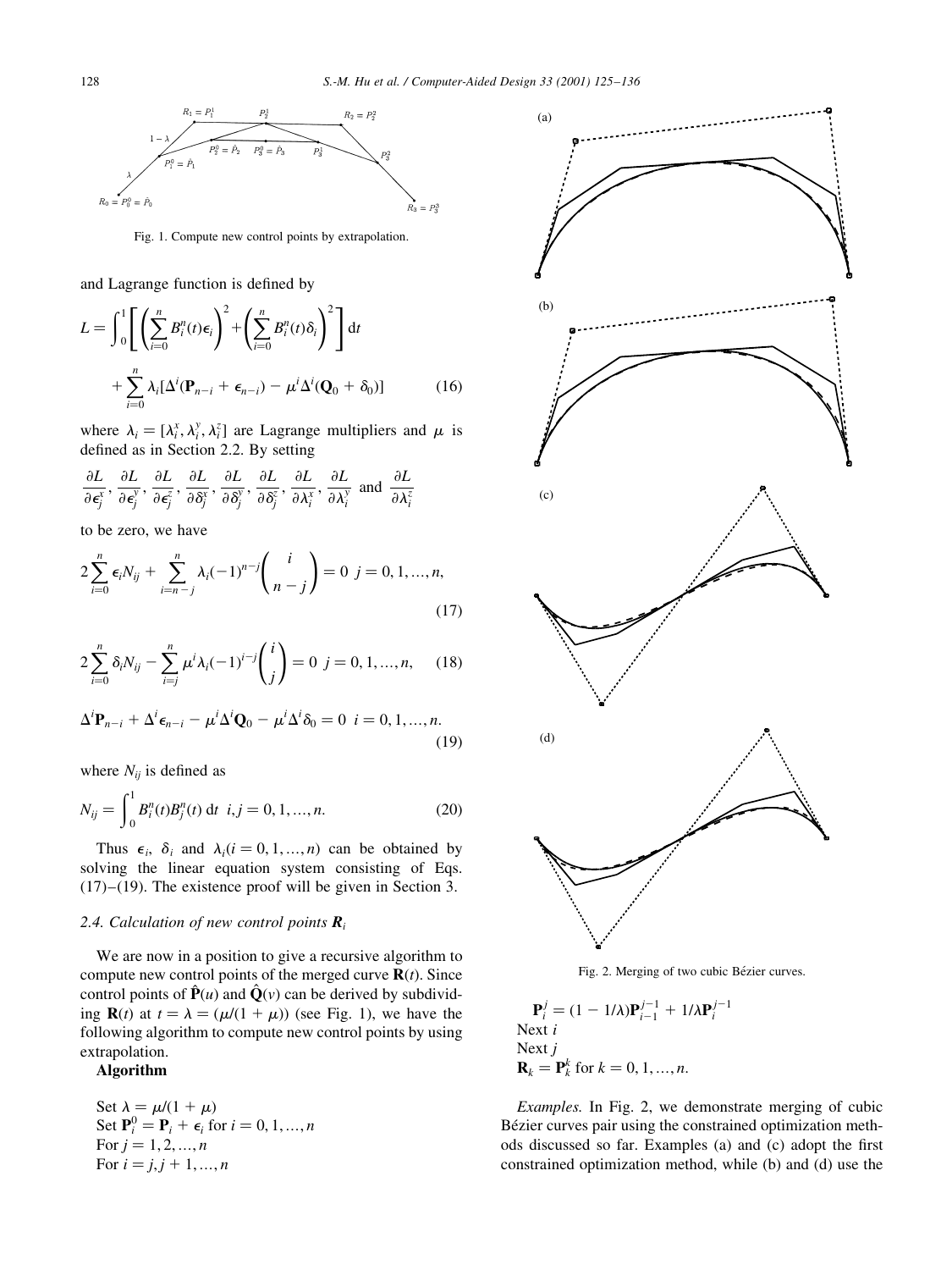Fig. 1. Compute new control points by extrapolation.

and Lagrange function is defined by

$$L = \int_0^1 \left[ \left( \sum_{i=0}^{n} B_i^n(t) \epsilon_i \right)^2 + \left( \sum_{i=0}^{n} B_i^n(t) \delta_i \right)^2 \right] \mathrm{d}t + \sum_{i=0}^{n} \lambda_i [\Delta^i (\mathbf{P}_{n-i} + \epsilon_{n-i}) - \mu^i \Delta^i (\mathbf{Q}_0 + \delta_0)] \quad (16)$$

where $\lambda_i = [\lambda_i^x, \lambda_i^y, \lambda_i^z]$ are Lagrange multipliers and $\mu$ is defined as in Section 2.2. By setting

$$\frac{\partial L}{\partial \epsilon_j^x}, \frac{\partial L}{\partial \epsilon_j^y}, \frac{\partial L}{\partial \epsilon_j^z}, \frac{\partial L}{\partial \delta_j^x}, \frac{\partial L}{\partial \delta_j^y}, \frac{\partial L}{\partial \delta_j^z}, \frac{\partial L}{\partial \lambda_i^x}, \frac{\partial L}{\partial \lambda_i^y} \text{ and } \frac{\partial L}{\partial \lambda_i^z}$$

to be zero, we have

$$2\sum_{i=0}^{n} \epsilon_i N_{ij} + \sum_{i=n-j}^{n} \lambda_i (-1)^{n-j} \binom{i}{n-j} = 0 \quad j = 0, 1, \ldots, n, \quad (17)$$

$$2\sum_{i=0}^{n} \delta_i N_{ij} - \sum_{i=j}^{n} \mu^i \lambda_i (-1)^{i-j} \binom{i}{j} = 0 \quad j = 0, 1, \ldots, n, \quad (18)$$

$$\Delta^i \mathbf{P}_{n-i} + \Delta^i \epsilon_{n-i} - \mu^i \Delta^i \mathbf{Q}_0 - \mu^i \Delta^i \delta_0 = 0 \quad i = 0, 1, \ldots, n. \quad (19)$$

where $N_{ij}$ is defined as

$$N_{ij} = \int_0^1 B_i^n(t) B_j^n(t) \, \mathrm{d}t \quad i, j = 0, 1, \ldots, n. \quad (20)$$

Thus $\epsilon_i$, $\delta_i$ and $\lambda_i (i = 0, 1, \ldots, n)$ can be obtained by solving the linear equation system consisting of Eqs. (17)–(19). The existence proof will be given in Section 3.

### 2.4. Calculation of new control points $\mathbf{R}_i$

We are now in a position to give a recursive algorithm to compute new control points of the merged curve $\mathbf{R}(t)$. Since control points of $\hat{\mathbf{P}}(u)$ and $\hat{\mathbf{Q}}(v)$ can be derived by subdividing $\mathbf{R}(t)$ at $t = \lambda = (\mu/(1+\mu))$ (see Fig. 1), we have the following algorithm to compute new control points by using extrapolation.

**Algorithm**

Set $\lambda = \mu/(1+\mu)$
Set $\mathbf{P}_i^0 = \mathbf{P}_i + \epsilon_i$ for $i = 0, 1, \ldots, n$
For $j = 1, 2, \ldots, n$
For $i = j, j+1, \ldots, n$
$\mathbf{P}_i^j = (1 - 1/\lambda)\mathbf{P}_{i-1}^{j-1} + 1/\lambda \mathbf{P}_i^{j-1}$
Next $i$
Next $j$
$\mathbf{R}_k = \mathbf{P}_k^k$ for $k = 0, 1, \ldots, n$.

Fig. 2. Merging of two cubic Bézier curves.

*Examples.* In Fig. 2, we demonstrate merging of cubic Bézier curves pair using the constrained optimization methods discussed so far. Examples (a) and (c) adopt the first constrained optimization method, while (b) and (d) use the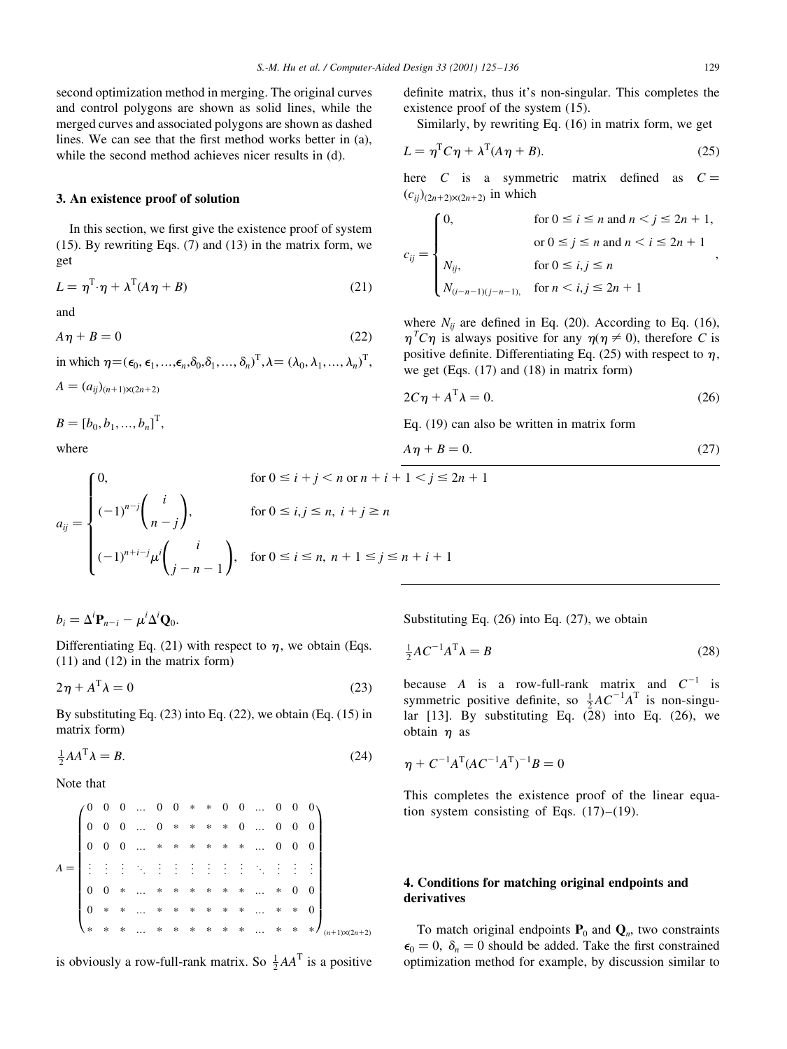second optimization method in merging. The original curves and control polygons are shown as solid lines, while the merged curves and associated polygons are shown as dashed lines. We can see that the first method works better in (a), while the second method achieves nicer results in (d).

### 3. An existence proof of solution

In this section, we first give the existence proof of system (15). By rewriting Eqs. (7) and (13) in the matrix form, we get

$$L = \eta^{\mathrm{T}} \cdot \eta + \lambda^{\mathrm{T}}(A\eta + B) \tag{21}$$

and

$$A\eta + B = 0 \tag{22}$$

in which $\eta = (\epsilon_0, \epsilon_1, \ldots, \epsilon_n, \delta_0, \delta_1, \ldots, \delta_n)^{\mathrm{T}}, \lambda = (\lambda_0, \lambda_1, \ldots, \lambda_n)^{\mathrm{T}}$,

$A = (a_{ij})_{(n+1)\times(2n+2)}$

$B = [b_0, b_1, \ldots, b_n]^{\mathrm{T}}$,

where

$$a_{ij} = \begin{cases} 0, & \text{for } 0 \le i+j < n \text{ or } n+i+1 < j \le 2n+1 \\ (-1)^{n-j}\begin{pmatrix} i \\ n-j \end{pmatrix}, & \text{for } 0 \le i,j \le n,\ i+j \ge n \\ (-1)^{n+i-j}\mu^i \begin{pmatrix} i \\ j-n-1 \end{pmatrix}, & \text{for } 0 \le i \le n,\ n+1 \le j \le n+i+1 \end{cases}$$

$b_i = \Delta^i \mathbf{P}_{n-i} - \mu^i \Delta^i \mathbf{Q}_0$.

Differentiating Eq. (21) with respect to $\eta$, we obtain (Eqs. (11) and (12) in the matrix form)

$$2\eta + A^{\mathrm{T}}\lambda = 0 \tag{23}$$

By substituting Eq. (23) into Eq. (22), we obtain (Eq. (15) in matrix form)

$$\tfrac{1}{2}AA^{\mathrm{T}}\lambda = B. \tag{24}$$

Note that

$$A = \begin{pmatrix} 0 & 0 & 0 & \ldots & 0 & 0 & * & * & 0 & 0 & \ldots & 0 & 0 & 0 \\ 0 & 0 & 0 & \ldots & 0 & * & * & * & * & 0 & \ldots & 0 & 0 & 0 \\ 0 & 0 & 0 & \ldots & * & * & * & * & * & * & \ldots & 0 & 0 & 0 \\ \vdots & \vdots & \vdots & \ddots & \vdots & \vdots & \vdots & \vdots & \vdots & \vdots & \ddots & \vdots & \vdots & \vdots \\ 0 & 0 & * & \ldots & * & * & * & * & * & * & \ldots & * & 0 & 0 \\ 0 & * & * & \ldots & * & * & * & * & * & * & \ldots & * & * & 0 \\ * & * & * & \ldots & * & * & * & * & * & * & \ldots & * & * & * \end{pmatrix}_{(n+1)\times(2n+2)}$$

is obviously a row-full-rank matrix. So $\frac{1}{2}AA^{\mathrm{T}}$ is a positive definite matrix, thus it's non-singular. This completes the existence proof of the system (15).

Similarly, by rewriting Eq. (16) in matrix form, we get

$$L = \eta^{\mathrm{T}}C\eta + \lambda^{\mathrm{T}}(A\eta + B). \tag{25}$$

here $C$ is a symmetric matrix defined as $C = (c_{ij})_{(2n+2)\times(2n+2)}$ in which

$$c_{ij} = \begin{cases} 0, & \text{for } 0 \le i \le n \text{ and } n < j \le 2n+1, \\ & \text{or } 0 \le j \le n \text{ and } n < i \le 2n+1 \\ N_{ij}, & \text{for } 0 \le i,j \le n \\ N_{(i-n-1)(j-n-1)}, & \text{for } n < i,j \le 2n+1 \end{cases},$$

where $N_{ij}$ are defined in Eq. (20). According to Eq. (16), $\eta^T C\eta$ is always positive for any $\eta (\eta \ne 0)$, therefore $C$ is positive definite. Differentiating Eq. (25) with respect to $\eta$, we get (Eqs. (17) and (18) in matrix form)

$$2C\eta + A^{\mathrm{T}}\lambda = 0. \tag{26}$$

Eq. (19) can also be written in matrix form

$$A\eta + B = 0. \tag{27}$$

Substituting Eq. (26) into Eq. (27), we obtain

$$\tfrac{1}{2}AC^{-1}A^{\mathrm{T}}\lambda = B \tag{28}$$

because $A$ is a row-full-rank matrix and $C^{-1}$ is symmetric positive definite, so $\frac{1}{2}AC^{-1}A^{\mathrm{T}}$ is non-singular [13]. By substituting Eq. (28) into Eq. (26), we obtain $\eta$ as

$$\eta + C^{-1}A^{\mathrm{T}}(AC^{-1}A^{\mathrm{T}})^{-1}B = 0$$

This completes the existence proof of the linear equation system consisting of Eqs. (17)–(19).

### 4. Conditions for matching original endpoints and derivatives

To match original endpoints $\mathbf{P}_0$ and $\mathbf{Q}_n$, two constraints $\epsilon_0 = 0,\ \delta_n = 0$ should be added. Take the first constrained optimization method for example, by discussion similar to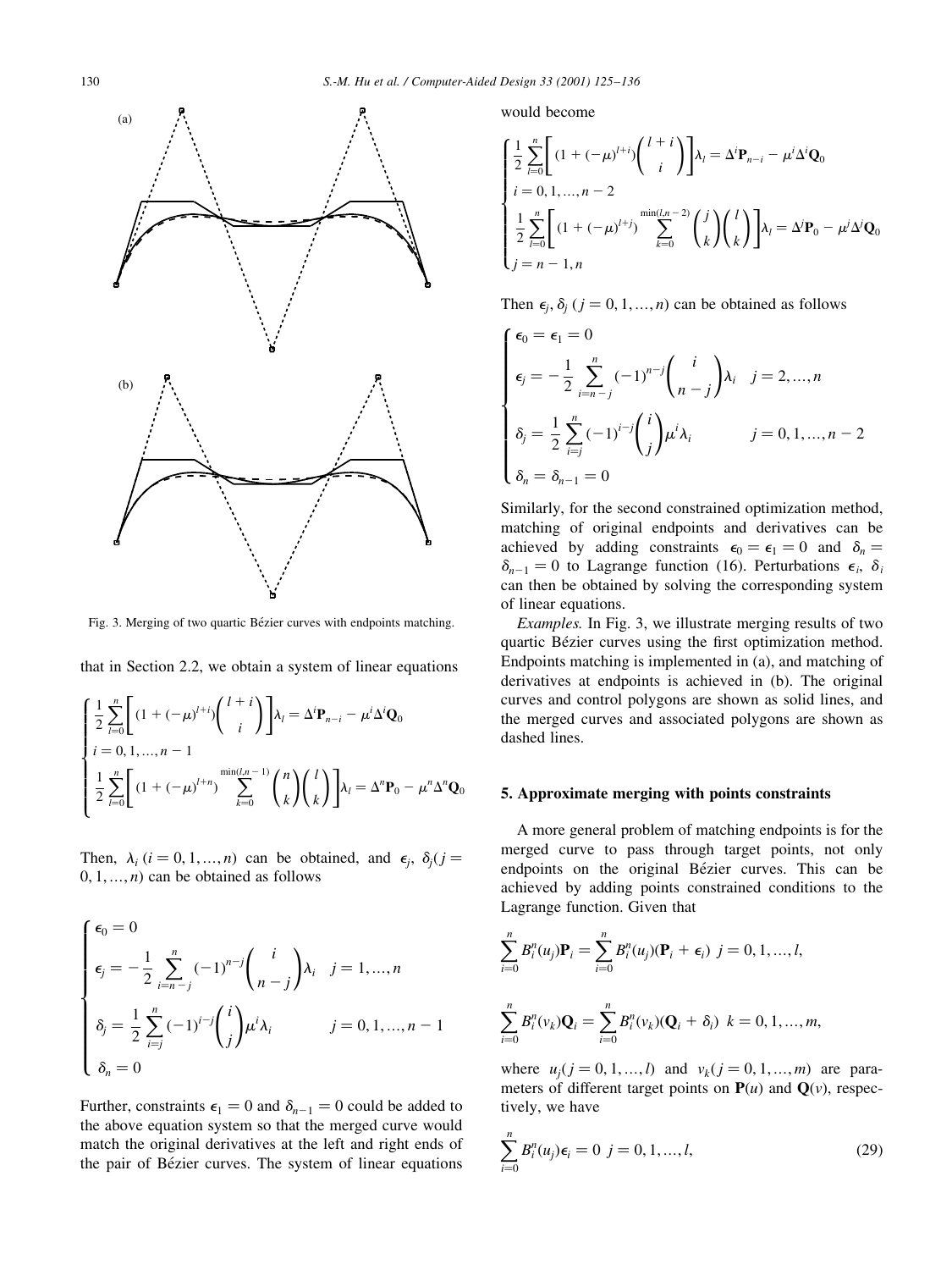Fig. 3. Merging of two quartic Bézier curves with endpoints matching.

that in Section 2.2, we obtain a system of linear equations

$$
\begin{cases}
\frac{1}{2}\sum_{l=0}^{n}\left[(1+(-\mu)^{l+i})\binom{l+i}{i}\right]\lambda_l = \Delta^i \mathbf{P}_{n-i} - \mu^i \Delta^i \mathbf{Q}_0 \\
i = 0,1,\ldots,n-1 \\
\frac{1}{2}\sum_{l=0}^{n}\left[(1+(-\mu)^{l+n})\sum_{k=0}^{\min(l,n-1)}\binom{n}{k}\binom{l}{k}\right]\lambda_l = \Delta^n \mathbf{P}_0 - \mu^n \Delta^n \mathbf{Q}_0
\end{cases}
$$

Then, $\lambda_i\ (i = 0,1,\ldots,n)$ can be obtained, and $\epsilon_j,\ \delta_j (j = 0,1,\ldots,n)$ can be obtained as follows

$$
\begin{cases}
\epsilon_0 = 0 \\
\epsilon_j = -\frac{1}{2}\sum_{i=n-j}^{n}(-1)^{n-j}\binom{i}{n-j}\lambda_i \quad j = 1,\ldots,n \\
\delta_j = \frac{1}{2}\sum_{i=j}^{n}(-1)^{i-j}\binom{i}{j}\mu^i\lambda_i \quad\quad j = 0,1,\ldots,n-1 \\
\delta_n = 0
\end{cases}
$$

Further, constraints $\epsilon_1 = 0$ and $\delta_{n-1} = 0$ could be added to the above equation system so that the merged curve would match the original derivatives at the left and right ends of the pair of Bézier curves. The system of linear equations would become

$$
\begin{cases}
\frac{1}{2}\sum_{l=0}^{n}\left[(1+(-\mu)^{l+i})\binom{l+i}{i}\right]\lambda_l = \Delta^i \mathbf{P}_{n-i} - \mu^i \Delta^i \mathbf{Q}_0 \\
i = 0,1,\ldots,n-2 \\
\frac{1}{2}\sum_{l=0}^{n}\left[(1+(-\mu)^{l+j})\sum_{k=0}^{\min(l,n-2)}\binom{j}{k}\binom{l}{k}\right]\lambda_l = \Delta^j \mathbf{P}_0 - \mu^j \Delta^j \mathbf{Q}_0 \\
j = n-1, n
\end{cases}
$$

Then $\epsilon_j,\ \delta_j\ (j = 0,1,\ldots,n)$ can be obtained as follows

$$
\begin{cases}
\epsilon_0 = \epsilon_1 = 0 \\
\epsilon_j = -\frac{1}{2}\sum_{i=n-j}^{n}(-1)^{n-j}\binom{i}{n-j}\lambda_i \quad j = 2,\ldots,n \\
\delta_j = \frac{1}{2}\sum_{i=j}^{n}(-1)^{i-j}\binom{i}{j}\mu^i\lambda_i \quad\quad j = 0,1,\ldots,n-2 \\
\delta_n = \delta_{n-1} = 0
\end{cases}
$$

Similarly, for the second constrained optimization method, matching of original endpoints and derivatives can be achieved by adding constraints $\epsilon_0 = \epsilon_1 = 0$ and $\delta_n = \delta_{n-1} = 0$ to Lagrange function (16). Perturbations $\epsilon_i,\ \delta_i$ can then be obtained by solving the corresponding system of linear equations.

*Examples.* In Fig. 3, we illustrate merging results of two quartic Bézier curves using the first optimization method. Endpoints matching is implemented in (a), and matching of derivatives at endpoints is achieved in (b). The original curves and control polygons are shown as solid lines, and the merged curves and associated polygons are shown as dashed lines.

## 5. Approximate merging with points constraints

A more general problem of matching endpoints is for the merged curve to pass through target points, not only endpoints on the original Bézier curves. This can be achieved by adding points constrained conditions to the Lagrange function. Given that

$$\sum_{i=0}^{n} B_i^n(u_j)\mathbf{P}_i = \sum_{i=0}^{n} B_i^n(u_j)(\mathbf{P}_i + \epsilon_i) \ \ j = 0,1,\ldots,l,$$

$$\sum_{i=0}^{n} B_i^n(v_k)\mathbf{Q}_i = \sum_{i=0}^{n} B_i^n(v_k)(\mathbf{Q}_i + \delta_i) \ \ k = 0,1,\ldots,m,$$

where $u_j (j = 0,1,\ldots,l)$ and $v_k (j = 0,1,\ldots,m)$ are parameters of different target points on $\mathbf{P}(u)$ and $\mathbf{Q}(v)$, respectively, we have

$$\sum_{i=0}^{n} B_i^n(u_j)\epsilon_i = 0 \ \ j = 0,1,\ldots,l, \tag{29}$$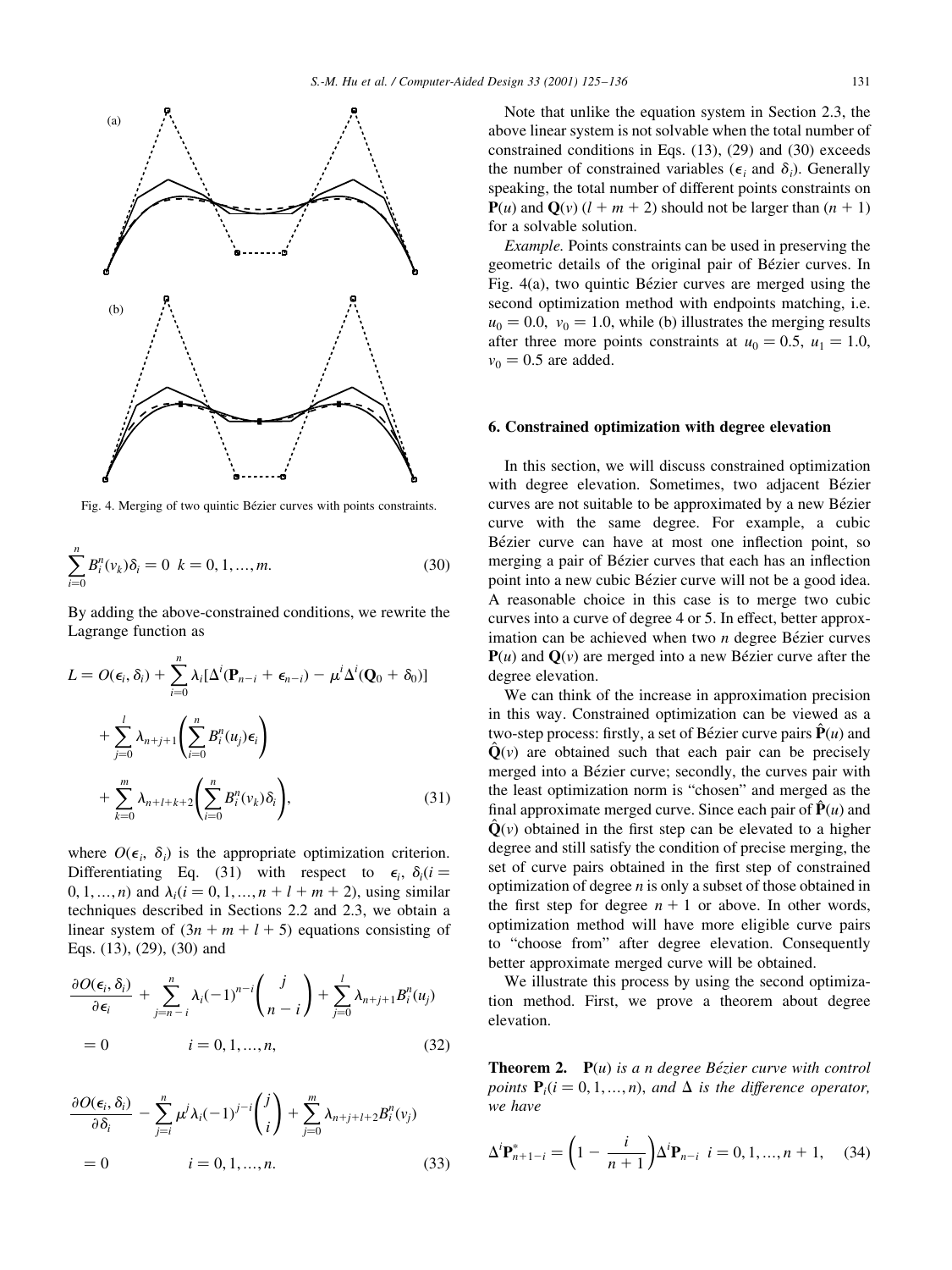Fig. 4. Merging of two quintic Bézier curves with points constraints.

$$\sum_{i=0}^{n} B_i^n(v_k)\delta_i = 0 \quad k = 0, 1, \ldots, m. \tag{30}$$

By adding the above-constrained conditions, we rewrite the Lagrange function as

$$L = O(\epsilon_i, \delta_i) + \sum_{i=0}^{n} \lambda_i[\Delta^i(\mathbf{P}_{n-i} + \epsilon_{n-i}) - \mu^i \Delta^i(\mathbf{Q}_0 + \delta_0)] + \sum_{j=0}^{l} \lambda_{n+j+1}\left(\sum_{i=0}^{n} B_i^n(u_j)\epsilon_i\right) + \sum_{k=0}^{m} \lambda_{n+l+k+2}\left(\sum_{i=0}^{n} B_i^n(v_k)\delta_i\right), \tag{31}$$

where $O(\epsilon_i, \delta_i)$ is the appropriate optimization criterion. Differentiating Eq. (31) with respect to $\epsilon_i, \delta_i (i = 0, 1, \ldots, n)$ and $\lambda_i (i = 0, 1, \ldots, n + l + m + 2)$, using similar techniques described in Sections 2.2 and 2.3, we obtain a linear system of $(3n + m + l + 5)$ equations consisting of Eqs. (13), (29), (30) and

$$\frac{\partial O(\epsilon_i, \delta_i)}{\partial \epsilon_i} + \sum_{j=n-i}^{n} \lambda_i (-1)^{n-i} \binom{j}{n-i} + \sum_{j=0}^{l} \lambda_{n+j+1} B_i^n(u_j) = 0 \qquad i = 0, 1, \ldots, n, \tag{32}$$

$$\frac{\partial O(\epsilon_i, \delta_i)}{\partial \delta_i} - \sum_{j=i}^{n} \mu^j \lambda_i (-1)^{j-i} \binom{j}{i} + \sum_{j=0}^{m} \lambda_{n+j+l+2} B_i^n(v_j) = 0 \qquad i = 0, 1, \ldots, n. \tag{33}$$

Note that unlike the equation system in Section 2.3, the above linear system is not solvable when the total number of constrained conditions in Eqs. (13), (29) and (30) exceeds the number of constrained variables ($\epsilon_i$ and $\delta_i$). Generally speaking, the total number of different points constraints on $\mathbf{P}(u)$ and $\mathbf{Q}(v)$ $(l + m + 2)$ should not be larger than $(n + 1)$ for a solvable solution.

*Example.* Points constraints can be used in preserving the geometric details of the original pair of Bézier curves. In Fig. 4(a), two quintic Bézier curves are merged using the second optimization method with endpoints matching, i.e. $u_0 = 0.0$, $v_0 = 1.0$, while (b) illustrates the merging results after three more points constraints at $u_0 = 0.5$, $u_1 = 1.0$, $v_0 = 0.5$ are added.

## 6. Constrained optimization with degree elevation

In this section, we will discuss constrained optimization with degree elevation. Sometimes, two adjacent Bézier curves are not suitable to be approximated by a new Bézier curve with the same degree. For example, a cubic Bézier curve can have at most one inflection point, so merging a pair of Bézier curves that each has an inflection point into a new cubic Bézier curve will not be a good idea. A reasonable choice in this case is to merge two cubic curves into a curve of degree 4 or 5. In effect, better approximation can be achieved when two $n$ degree Bézier curves $\mathbf{P}(u)$ and $\mathbf{Q}(v)$ are merged into a new Bézier curve after the degree elevation.

We can think of the increase in approximation precision in this way. Constrained optimization can be viewed as a two-step process: firstly, a set of Bézier curve pairs $\hat{\mathbf{P}}(u)$ and $\hat{\mathbf{Q}}(v)$ are obtained such that each pair can be precisely merged into a Bézier curve; secondly, the curves pair with the least optimization norm is "chosen" and merged as the final approximate merged curve. Since each pair of $\hat{\mathbf{P}}(u)$ and $\hat{\mathbf{Q}}(v)$ obtained in the first step can be elevated to a higher degree and still satisfy the condition of precise merging, the set of curve pairs obtained in the first step of constrained optimization of degree $n$ is only a subset of those obtained in the first step for degree $n + 1$ or above. In other words, optimization method will have more eligible curve pairs to "choose from" after degree elevation. Consequently better approximate merged curve will be obtained.

We illustrate this process by using the second optimization method. First, we prove a theorem about degree elevation.

**Theorem 2.** *$\mathbf{P}(u)$ is a $n$ degree Bézier curve with control points $\mathbf{P}_i (i = 0, 1, \ldots, n)$, and $\Delta$ is the difference operator, we have*

$$\Delta^i \mathbf{P}^*_{n+1-i} = \left(1 - \frac{i}{n+1}\right) \Delta^i \mathbf{P}_{n-i} \quad i = 0, 1, \ldots, n+1, \tag{34}$$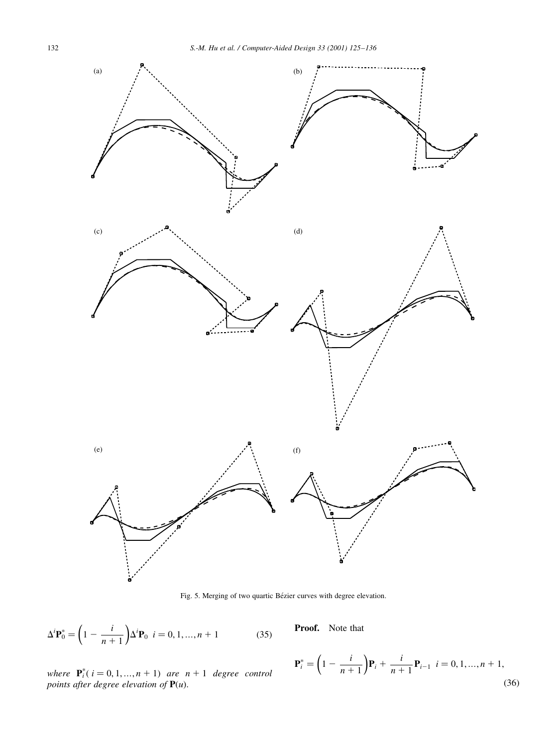Fig. 5. Merging of two quartic Bézier curves with degree elevation.

$$\Delta^i \mathbf{P}_0^* = \left(1 - \frac{i}{n+1}\right)\Delta^i \mathbf{P}_0 \quad i = 0, 1, \ldots, n+1 \tag{35}$$

*where* $\mathbf{P}_i^*(\, i = 0, 1, \ldots, n+1)$ *are* $n+1$ *degree control points after degree elevation of* $\mathbf{P}(u)$.

**Proof.** Note that

$$\mathbf{P}_i^* = \left(1 - \frac{i}{n+1}\right)\mathbf{P}_i + \frac{i}{n+1}\mathbf{P}_{i-1} \quad i = 0, 1, \ldots, n+1, \tag{36}$$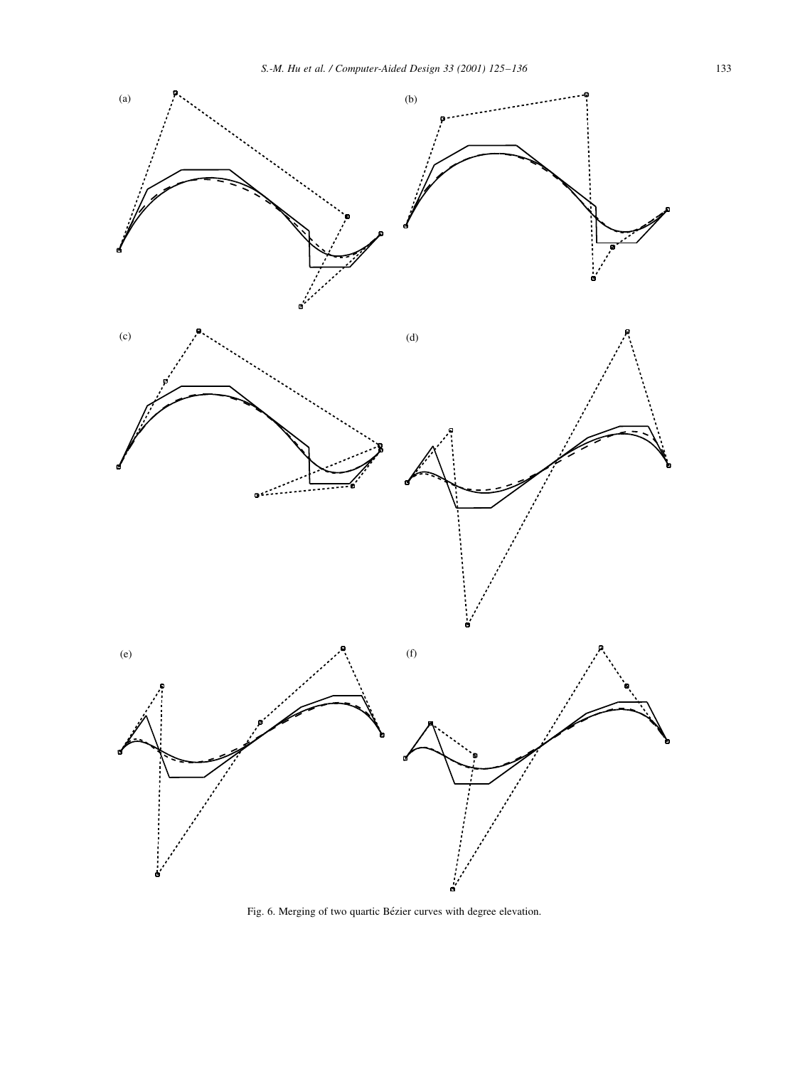(a)

(b)

(c)

(d)

(e)

(f)

Fig. 6. Merging of two quartic Bézier curves with degree elevation.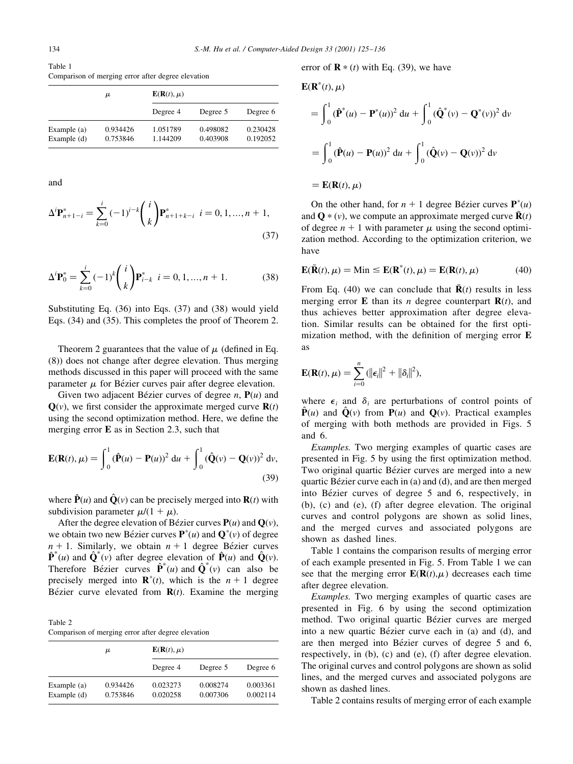Table 1
Comparison of merging error after degree elevation

| | $\mu$ | $\mathbf{E}(\mathbf{R}(t), \mu)$ | | |
|---|---|---|---|---|
| | | Degree 4 | Degree 5 | Degree 6 |
| Example (a) | 0.934426 | 1.051789 | 0.498082 | 0.230428 |
| Example (d) | 0.753846 | 1.144209 | 0.403908 | 0.192052 |

and

$$\Delta^i \mathbf{P}^*_{n+1-i} = \sum_{k=0}^{i} (-1)^{i-k} \binom{i}{k} \mathbf{P}^*_{n+1+k-i} \quad i = 0, 1, \ldots, n+1, \tag{37}$$

$$\Delta^i \mathbf{P}^*_0 = \sum_{k=0}^{i} (-1)^k \binom{i}{k} \mathbf{P}^*_{i-k} \quad i = 0, 1, \ldots, n+1. \tag{38}$$

Substituting Eq. (36) into Eqs. (37) and (38) would yield Eqs. (34) and (35). This completes the proof of Theorem 2.

Theorem 2 guarantees that the value of $\mu$ (defined in Eq. (8)) does not change after degree elevation. Thus merging methods discussed in this paper will proceed with the same parameter $\mu$ for Bézier curves pair after degree elevation.

Given two adjacent Bézier curves of degree $n$, $\mathbf{P}(u)$ and $\mathbf{Q}(v)$, we first consider the approximate merged curve $\mathbf{R}(t)$ using the second optimization method. Here, we define the merging error $\mathbf{E}$ as in Section 2.3, such that

$$\mathbf{E}(\mathbf{R}(t), \mu) = \int_0^1 (\hat{\mathbf{P}}(u) - \mathbf{P}(u))^2 \, du + \int_0^1 (\hat{\mathbf{Q}}(v) - \mathbf{Q}(v))^2 \, dv, \tag{39}$$

where $\hat{\mathbf{P}}(u)$ and $\hat{\mathbf{Q}}(v)$ can be precisely merged into $\mathbf{R}(t)$ with subdivision parameter $\mu/(1+\mu)$.

After the degree elevation of Bézier curves $\mathbf{P}(u)$ and $\mathbf{Q}(v)$, we obtain two new Bézier curves $\mathbf{P}^*(u)$ and $\mathbf{Q}^*(v)$ of degree $n+1$. Similarly, we obtain $n+1$ degree Bézier curves $\hat{\mathbf{P}}^*(u)$ and $\hat{\mathbf{Q}}^*(v)$ after degree elevation of $\hat{\mathbf{P}}(u)$ and $\hat{\mathbf{Q}}(v)$. Therefore Bézier curves $\hat{\mathbf{P}}^*(u)$ and $\hat{\mathbf{Q}}^*(v)$ can also be precisely merged into $\mathbf{R}^*(t)$, which is the $n+1$ degree Bézier curve elevated from $\mathbf{R}(t)$. Examine the merging error of $\mathbf{R}*(t)$ with Eq. (39), we have

$$\begin{aligned}
\mathbf{E}(\mathbf{R}^*(t), \mu) &= \int_0^1 (\hat{\mathbf{P}}^*(u) - \mathbf{P}^*(u))^2 \, du + \int_0^1 (\hat{\mathbf{Q}}^*(v) - \mathbf{Q}^*(v))^2 \, dv \\
&= \int_0^1 (\hat{\mathbf{P}}(u) - \mathbf{P}(u))^2 \, du + \int_0^1 (\hat{\mathbf{Q}}(v) - \mathbf{Q}(v))^2 \, dv \\
&= \mathbf{E}(\mathbf{R}(t), \mu)
\end{aligned}$$

On the other hand, for $n+1$ degree Bézier curves $\mathbf{P}^*(u)$ and $\mathbf{Q}*(v)$, we compute an approximate merged curve $\bar{\mathbf{R}}(t)$ of degree $n+1$ with parameter $\mu$ using the second optimization method. According to the optimization criterion, we have

$$\mathbf{E}(\bar{\mathbf{R}}(t), \mu) = \mathrm{Min} \leq \mathbf{E}(\mathbf{R}^*(t), \mu) = \mathbf{E}(\mathbf{R}(t), \mu) \tag{40}$$

From Eq. (40) we can conclude that $\bar{\mathbf{R}}(t)$ results in less merging error $\mathbf{E}$ than its $n$ degree counterpart $\mathbf{R}(t)$, and thus achieves better approximation after degree elevation. Similar results can be obtained for the first optimization method, with the definition of merging error $\mathbf{E}$ as

$$\mathbf{E}(\mathbf{R}(t), \mu) = \sum_{i=0}^{n} (\|\epsilon_i\|^2 + \|\delta_i\|^2),$$

where $\epsilon_i$ and $\delta_i$ are perturbations of control points of $\hat{\mathbf{P}}(u)$ and $\hat{\mathbf{Q}}(v)$ from $\mathbf{P}(u)$ and $\mathbf{Q}(v)$. Practical examples of merging with both methods are provided in Figs. 5 and 6.

*Examples.* Two merging examples of quartic cases are presented in Fig. 5 by using the first optimization method. Two original quartic Bézier curves are merged into a new quartic Bézier curve each in (a) and (d), and are then merged into Bézier curves of degree 5 and 6, respectively, in (b), (c) and (e), (f) after degree elevation. The original curves and control polygons are shown as solid lines, and the merged curves and associated polygons are shown as dashed lines.

Table 1 contains the comparison results of merging error of each example presented in Fig. 5. From Table 1 we can see that the merging error $\mathbf{E}(\mathbf{R}(t), \mu)$ decreases each time after degree elevation.

*Examples.* Two merging examples of quartic cases are presented in Fig. 6 by using the second optimization method. Two original quartic Bézier curves are merged into a new quartic Bézier curve each in (a) and (d), and are then merged into Bézier curves of degree 5 and 6, respectively, in (b), (c) and (e), (f) after degree elevation. The original curves and control polygons are shown as solid lines, and the merged curves and associated polygons are shown as dashed lines.

Table 2 contains results of merging error of each example

Table 2
Comparison of merging error after degree elevation

| | $\mu$ | $\mathbf{E}(\mathbf{R}(t), \mu)$ | | |
|---|---|---|---|---|
| | | Degree 4 | Degree 5 | Degree 6 |
| Example (a) | 0.934426 | 0.023273 | 0.008274 | 0.003361 |
| Example (d) | 0.753846 | 0.020258 | 0.007306 | 0.002114 |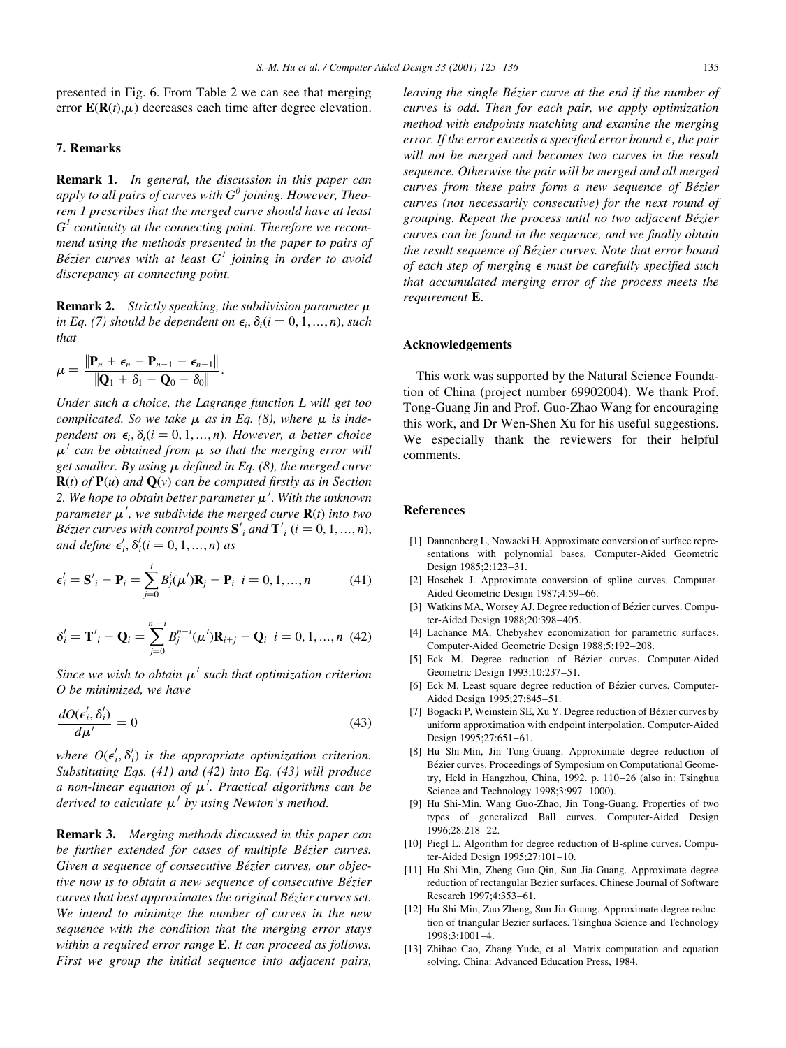presented in Fig. 6. From Table 2 we can see that merging error $\mathbf{E}(\mathbf{R}(t),\mu)$ decreases each time after degree elevation.

## 7. Remarks

**Remark 1.** *In general, the discussion in this paper can apply to all pairs of curves with $G^0$ joining. However, Theorem 1 prescribes that the merged curve should have at least $G^1$ continuity at the connecting point. Therefore we recommend using the methods presented in the paper to pairs of Bézier curves with at least $G^1$ joining in order to avoid discrepancy at connecting point.*

**Remark 2.** *Strictly speaking, the subdivision parameter $\mu$ in Eq. (7) should be dependent on $\epsilon_i, \delta_i (i = 0, 1, \ldots, n)$, such that*

$$\mu = \frac{\|\mathbf{P}_n + \epsilon_n - \mathbf{P}_{n-1} - \epsilon_{n-1}\|}{\|\mathbf{Q}_1 + \delta_1 - \mathbf{Q}_0 - \delta_0\|}.$$

*Under such a choice, the Lagrange function $L$ will get too complicated. So we take $\mu$ as in Eq. (8), where $\mu$ is independent on $\epsilon_i, \delta_i (i = 0, 1, \ldots, n)$. However, a better choice $\mu'$ can be obtained from $\mu$ so that the merging error will get smaller. By using $\mu$ defined in Eq. (8), the merged curve $\mathbf{R}(t)$ of $\mathbf{P}(u)$ and $\mathbf{Q}(v)$ can be computed firstly as in Section 2. We hope to obtain better parameter $\mu'$. With the unknown parameter $\mu'$, we subdivide the merged curve $\mathbf{R}(t)$ into two Bézier curves with control points $\mathbf{S}'_i$ and $\mathbf{T}'_i$ $(i = 0, 1, \ldots, n)$, and define $\epsilon'_i, \delta'_i (i = 0, 1, \ldots, n)$ as*

$$\epsilon'_i = \mathbf{S}'_i - \mathbf{P}_i = \sum_{j=0}^{i} B_j^i(\mu')\mathbf{R}_j - \mathbf{P}_i \quad i = 0, 1, \ldots, n \tag{41}$$

$$\delta'_i = \mathbf{T}'_i - \mathbf{Q}_i = \sum_{j=0}^{n-i} B_j^{n-i}(\mu')\mathbf{R}_{i+j} - \mathbf{Q}_i \quad i = 0, 1, \ldots, n \tag{42}$$

*Since we wish to obtain $\mu'$ such that optimization criterion $O$ be minimized, we have*

$$\frac{dO(\epsilon'_i, \delta'_i)}{d\mu'} = 0 \tag{43}$$

*where $O(\epsilon'_i, \delta'_i)$ is the appropriate optimization criterion. Substituting Eqs. (41) and (42) into Eq. (43) will produce a non-linear equation of $\mu'$. Practical algorithms can be derived to calculate $\mu'$ by using Newton's method.*

**Remark 3.** *Merging methods discussed in this paper can be further extended for cases of multiple Bézier curves. Given a sequence of consecutive Bézier curves, our objective now is to obtain a new sequence of consecutive Bézier curves that best approximates the original Bézier curves set. We intend to minimize the number of curves in the new sequence with the condition that the merging error stays within a required error range* $\mathbf{E}$. *It can proceed as follows. First we group the initial sequence into adjacent pairs, leaving the single Bézier curve at the end if the number of curves is odd. Then for each pair, we apply optimization method with endpoints matching and examine the merging error. If the error exceeds a specified error bound $\epsilon$, the pair will not be merged and becomes two curves in the result sequence. Otherwise the pair will be merged and all merged curves from these pairs form a new sequence of Bézier curves (not necessarily consecutive) for the next round of grouping. Repeat the process until no two adjacent Bézier curves can be found in the sequence, and we finally obtain the result sequence of Bézier curves. Note that error bound of each step of merging $\epsilon$ must be carefully specified such that accumulated merging error of the process meets the requirement* $\mathbf{E}$.

## Acknowledgements

This work was supported by the Natural Science Foundation of China (project number 69902004). We thank Prof. Tong-Guang Jin and Prof. Guo-Zhao Wang for encouraging this work, and Dr Wen-Shen Xu for his useful suggestions. We especially thank the reviewers for their helpful comments.

## References

[1] Dannenberg L, Nowacki H. Approximate conversion of surface representations with polynomial bases. Computer-Aided Geometric Design 1985;2:123–31.

[2] Hoschek J. Approximate conversion of spline curves. Computer-Aided Geometric Design 1987;4:59–66.

[3] Watkins MA, Worsey AJ. Degree reduction of Bézier curves. Computer-Aided Design 1988;20:398–405.

[4] Lachance MA. Chebyshev economization for parametric surfaces. Computer-Aided Geometric Design 1988;5:192–208.

[5] Eck M. Degree reduction of Bézier curves. Computer-Aided Geometric Design 1993;10:237–51.

[6] Eck M. Least square degree reduction of Bézier curves. Computer-Aided Design 1995;27:845–51.

[7] Bogacki P, Weinstein SE, Xu Y. Degree reduction of Bézier curves by uniform approximation with endpoint interpolation. Computer-Aided Design 1995;27:651–61.

[8] Hu Shi-Min, Jin Tong-Guang. Approximate degree reduction of Bézier curves. Proceedings of Symposium on Computational Geometry, Held in Hangzhou, China, 1992. p. 110–26 (also in: Tsinghua Science and Technology 1998;3:997–1000).

[9] Hu Shi-Min, Wang Guo-Zhao, Jin Tong-Guang. Properties of two types of generalized Ball curves. Computer-Aided Design 1996;28:218–22.

[10] Piegl L. Algorithm for degree reduction of B-spline curves. Computer-Aided Design 1995;27:101–10.

[11] Hu Shi-Min, Zheng Guo-Qin, Sun Jia-Guang. Approximate degree reduction of rectangular Bezier surfaces. Chinese Journal of Software Research 1997;4:353–61.

[12] Hu Shi-Min, Zuo Zheng, Sun Jia-Guang. Approximate degree reduction of triangular Bezier surfaces. Tsinghua Science and Technology 1998;3:1001–4.

[13] Zhihao Cao, Zhang Yude, et al. Matrix computation and equation solving. China: Advanced Education Press, 1984.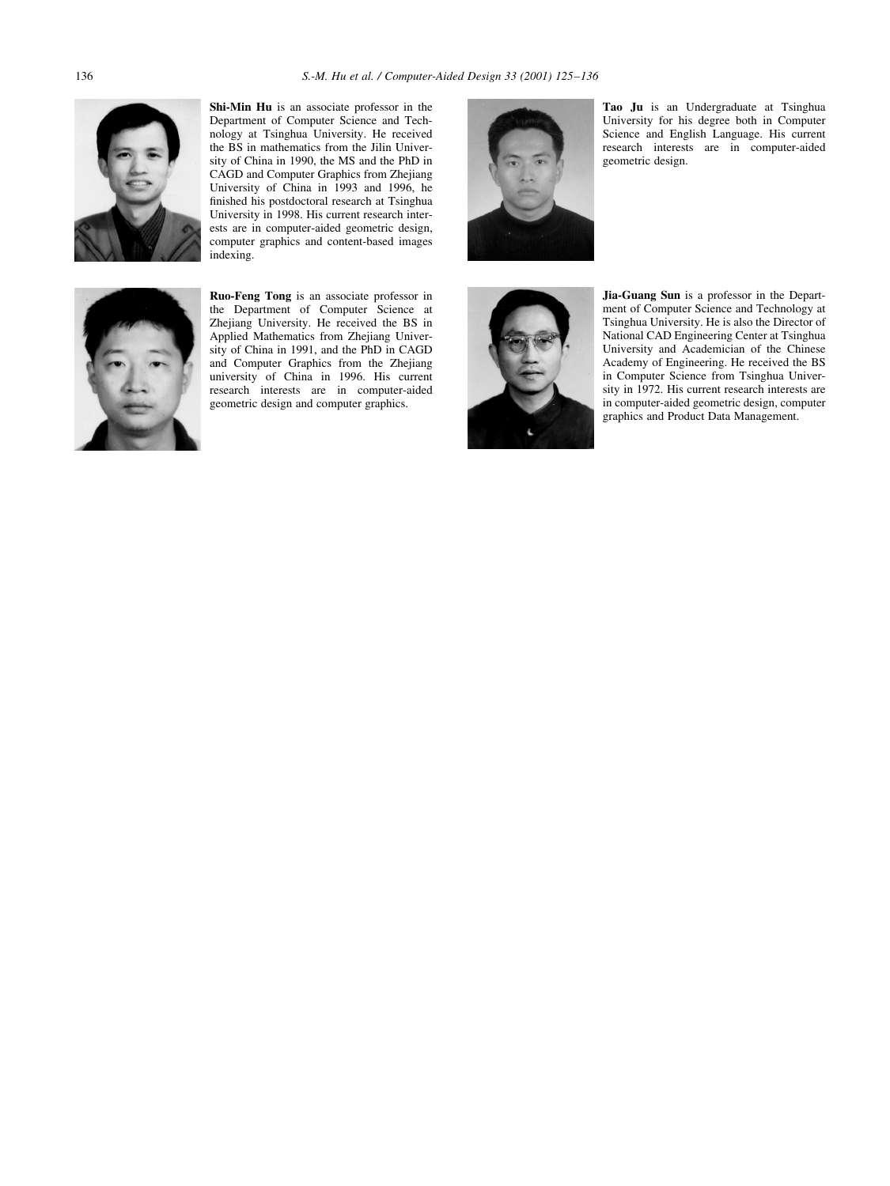**Shi-Min Hu** is an associate professor in the Department of Computer Science and Technology at Tsinghua University. He received the BS in mathematics from the Jilin University of China in 1990, the MS and the PhD in CAGD and Computer Graphics from Zhejiang University of China in 1993 and 1996, he finished his postdoctoral research at Tsinghua University in 1998. His current research interests are in computer-aided geometric design, computer graphics and content-based images indexing.

**Ruo-Feng Tong** is an associate professor in the Department of Computer Science at Zhejiang University. He received the BS in Applied Mathematics from Zhejiang University of China in 1991, and the PhD in CAGD and Computer Graphics from the Zhejiang university of China in 1996. His current research interests are in computer-aided geometric design and computer graphics.

**Tao Ju** is an Undergraduate at Tsinghua University for his degree both in Computer Science and English Language. His current research interests are in computer-aided geometric design.

**Jia-Guang Sun** is a professor in the Department of Computer Science and Technology at Tsinghua University. He is also the Director of National CAD Engineering Center at Tsinghua University and Academician of the Chinese Academy of Engineering. He received the BS in Computer Science from Tsinghua University in 1972. His current research interests are in computer-aided geometric design, computer graphics and Product Data Management.